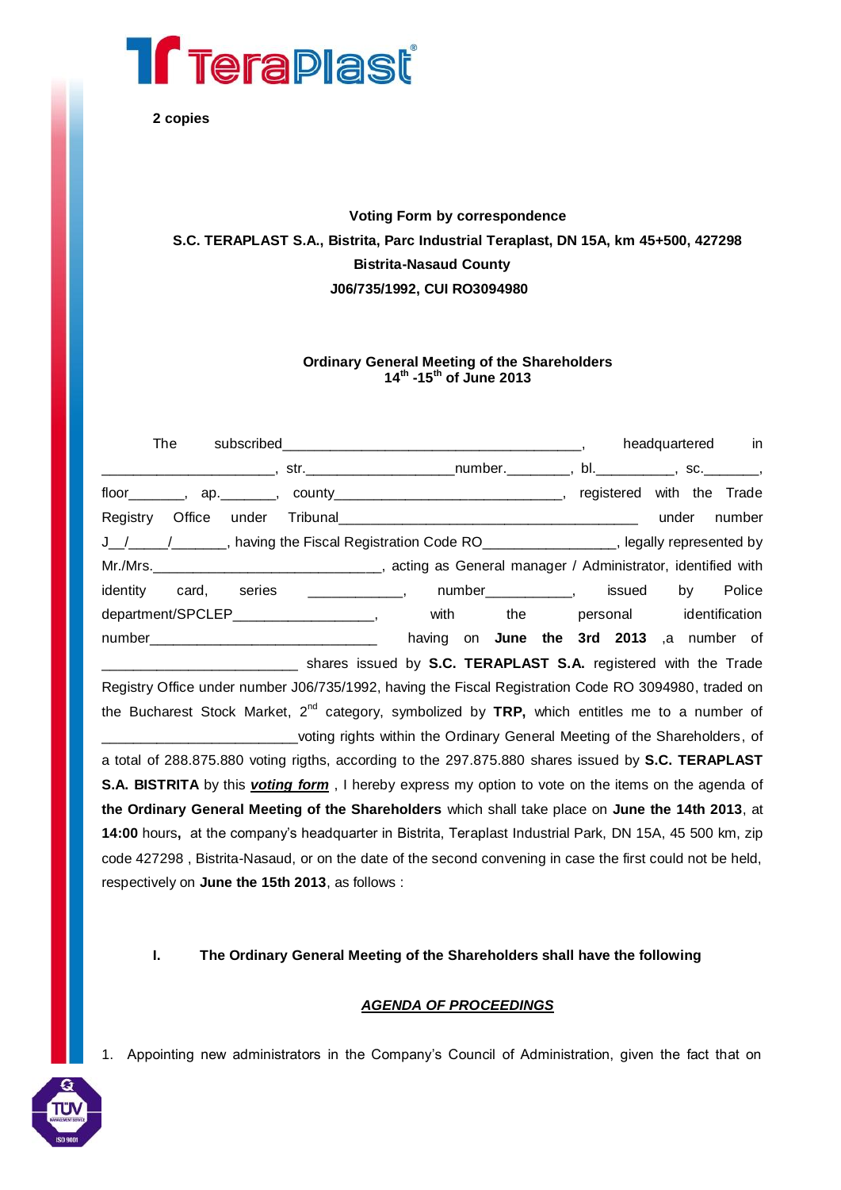**2 copies**

**Voting Form by correspondence**
**S.C. TERAPLAST S.A., Bistrita, Parc Industrial Teraplast, DN 15A, km 45+500, 427298**
**Bistrita-Nasaud County**
**J06/735/1992, CUI RO3094980**

**Ordinary General Meeting of the Shareholders**
**14th -15th of June 2013**

The subscribed_______________________________________, headquartered in ______________________, str.___________________number.________, bl.__________, sc._______, floor_______, ap._______, county_____________________________, registered with the Trade Registry Office under Tribunal_______________________________________ under number J__/_____/_______, having the Fiscal Registration Code RO_________________, legally represented by Mr./Mrs.______________________________, acting as General manager / Administrator, identified with identity card, series ____________, number___________, issued by Police department/SPCLEP__________________, with the personal identification number______________________________ having on **June the 3rd 2013** ,a number of _________________________ shares issued by **S.C. TERAPLAST S.A.** registered with the Trade Registry Office under number J06/735/1992, having the Fiscal Registration Code RO 3094980, traded on the Bucharest Stock Market, 2nd category, symbolized by **TRP,** which entitles me to a number of _________________________voting rights within the Ordinary General Meeting of the Shareholders, of a total of 288.875.880 voting rigths, according to the 297.875.880 shares issued by **S.C. TERAPLAST S.A. BISTRITA** by this ***voting form*** , I hereby express my option to vote on the items on the agenda of **the Ordinary General Meeting of the Shareholders** which shall take place on **June the 14th 2013**, at **14:00** hours**,** at the company's headquarter in Bistrita, Teraplast Industrial Park, DN 15A, 45 500 km, zip code 427298 , Bistrita-Nasaud, or on the date of the second convening in case the first could not be held, respectively on **June the 15th 2013**, as follows :

**I. The Ordinary General Meeting of the Shareholders shall have the following**

***AGENDA OF PROCEEDINGS***

1. Appointing new administrators in the Company's Council of Administration, given the fact that on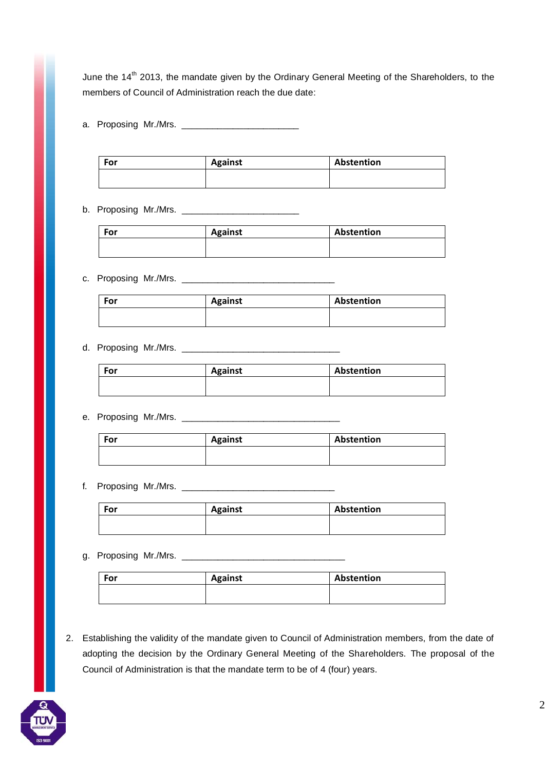June the 14th 2013, the mandate given by the Ordinary General Meeting of the Shareholders, to the members of Council of Administration reach the due date:

a. Proposing Mr./Mrs. _______________________

| For | Against | Abstention |
|---|---|---|
| | | |

b. Proposing Mr./Mrs. _______________________

| For | Against | Abstention |
|---|---|---|
| | | |

c. Proposing Mr./Mrs. ______________________________

| For | Against | Abstention |
|---|---|---|
| | | |

d. Proposing Mr./Mrs. _______________________________

| For | Against | Abstention |
|---|---|---|
| | | |

e. Proposing Mr./Mrs. _______________________________

| For | Against | Abstention |
|---|---|---|
| | | |

f. Proposing Mr./Mrs. ______________________________

| For | Against | Abstention |
|---|---|---|
| | | |

g. Proposing Mr./Mrs. ________________________________

| For | Against | Abstention |
|---|---|---|
| | | |

2. Establishing the validity of the mandate given to Council of Administration members, from the date of adopting the decision by the Ordinary General Meeting of the Shareholders. The proposal of the Council of Administration is that the mandate term to be of 4 (four) years.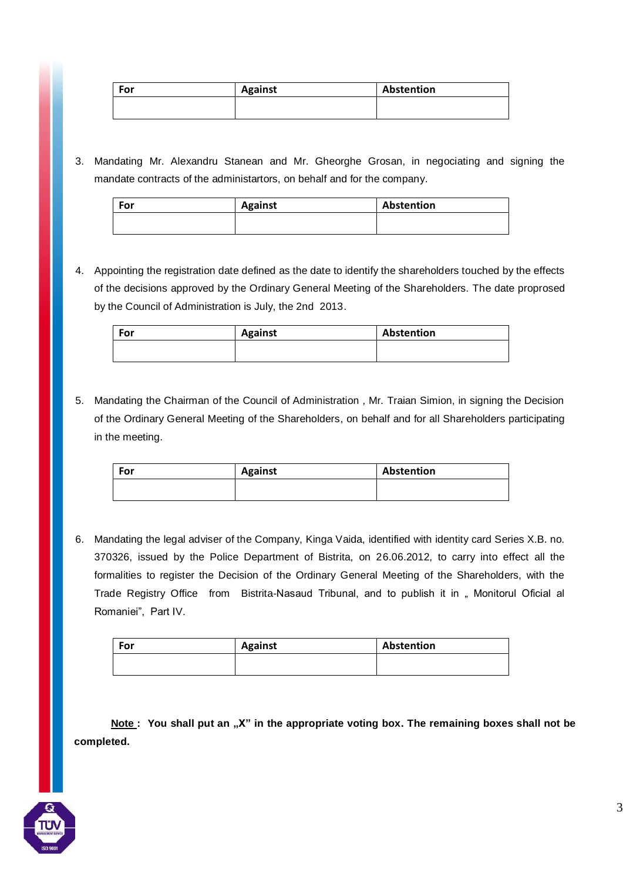| For | Against | Abstention |
|---|---|---|
| | | |

3. Mandating Mr. Alexandru Stanean and Mr. Gheorghe Grosan, in negociating and signing the mandate contracts of the administartors, on behalf and for the company.

| For | Against | Abstention |
|---|---|---|
| | | |

4. Appointing the registration date defined as the date to identify the shareholders touched by the effects of the decisions approved by the Ordinary General Meeting of the Shareholders. The date proprosed by the Council of Administration is July, the 2nd 2013.

| For | Against | Abstention |
|---|---|---|
| | | |

5. Mandating the Chairman of the Council of Administration , Mr. Traian Simion, in signing the Decision of the Ordinary General Meeting of the Shareholders, on behalf and for all Shareholders participating in the meeting.

| For | Against | Abstention |
|---|---|---|
| | | |

6. Mandating the legal adviser of the Company, Kinga Vaida, identified with identity card Series X.B. no. 370326, issued by the Police Department of Bistrita, on 26.06.2012, to carry into effect all the formalities to register the Decision of the Ordinary General Meeting of the Shareholders, with the Trade Registry Office from Bistrita-Nasaud Tribunal, and to publish it in „ Monitorul Oficial al Romaniei", Part IV.

| For | Against | Abstention |
|---|---|---|
| | | |

**<u>Note</u> : You shall put an „X" in the appropriate voting box. The remaining boxes shall not be completed.**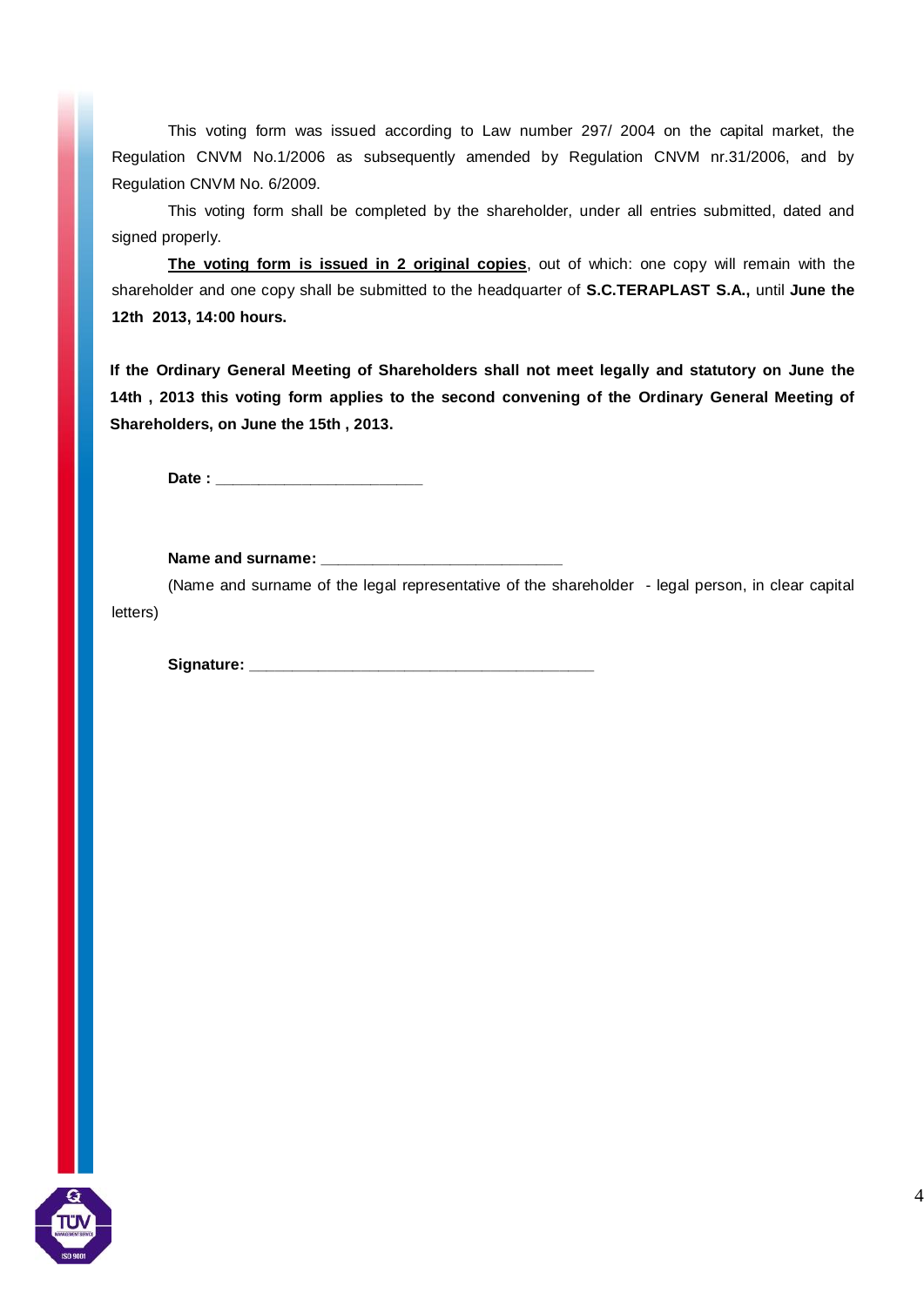This voting form was issued according to Law number 297/ 2004 on the capital market, the Regulation CNVM No.1/2006 as subsequently amended by Regulation CNVM nr.31/2006, and by Regulation CNVM No. 6/2009.

This voting form shall be completed by the shareholder, under all entries submitted, dated and signed properly.

**The voting form is issued in 2 original copies**, out of which: one copy will remain with the shareholder and one copy shall be submitted to the headquarter of **S.C.TERAPLAST S.A.,** until **June the 12th 2013, 14:00 hours.**

**If the Ordinary General Meeting of Shareholders shall not meet legally and statutory on June the 14th , 2013 this voting form applies to the second convening of the Ordinary General Meeting of Shareholders, on June the 15th , 2013.**

**Date :** ________________________

**Name and surname:** ____________________________

(Name and surname of the legal representative of the shareholder - legal person, in clear capital letters)

**Signature:** ________________________________________